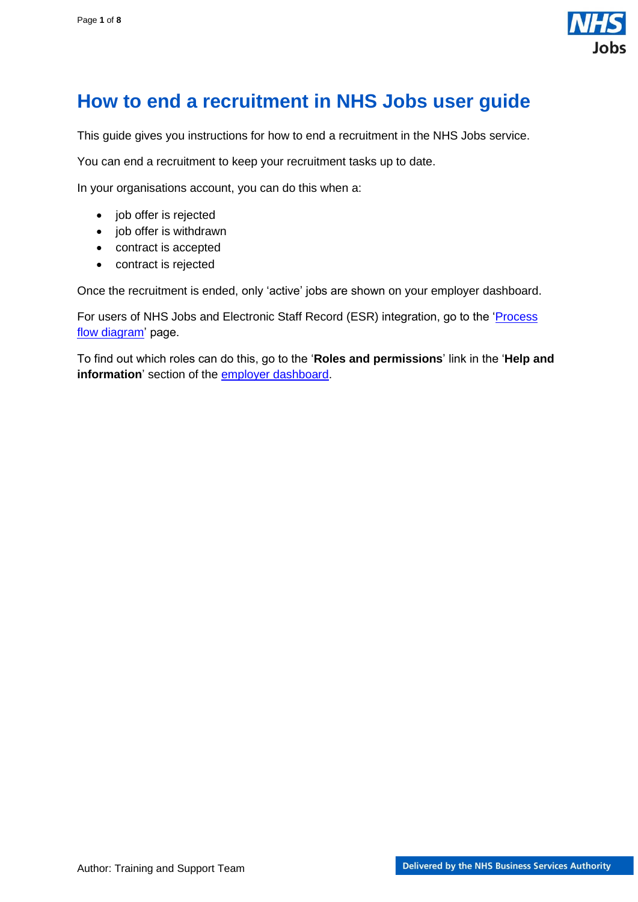# How to end a recruitment in NHS Jobs user guide

This guide gives you instructions for how to end a recruitment in the NHS Jobs service.

You can end a recruitment to keep your recruitment tasks up to date.

In your organisations account, you can do this when a:

- job offer is rejected
- job offer is withdrawn
- contract is accepted
- contract is rejected

Once the recruitment is ended, only 'active' jobs are shown on your employer dashboard.

For users of NHS Jobs and Electronic Staff Record (ESR) integration, go to the 'Process flow diagram' page.

To find out which roles can do this, go to the '**Roles and permissions**' link in the '**Help and information**' section of the employer dashboard.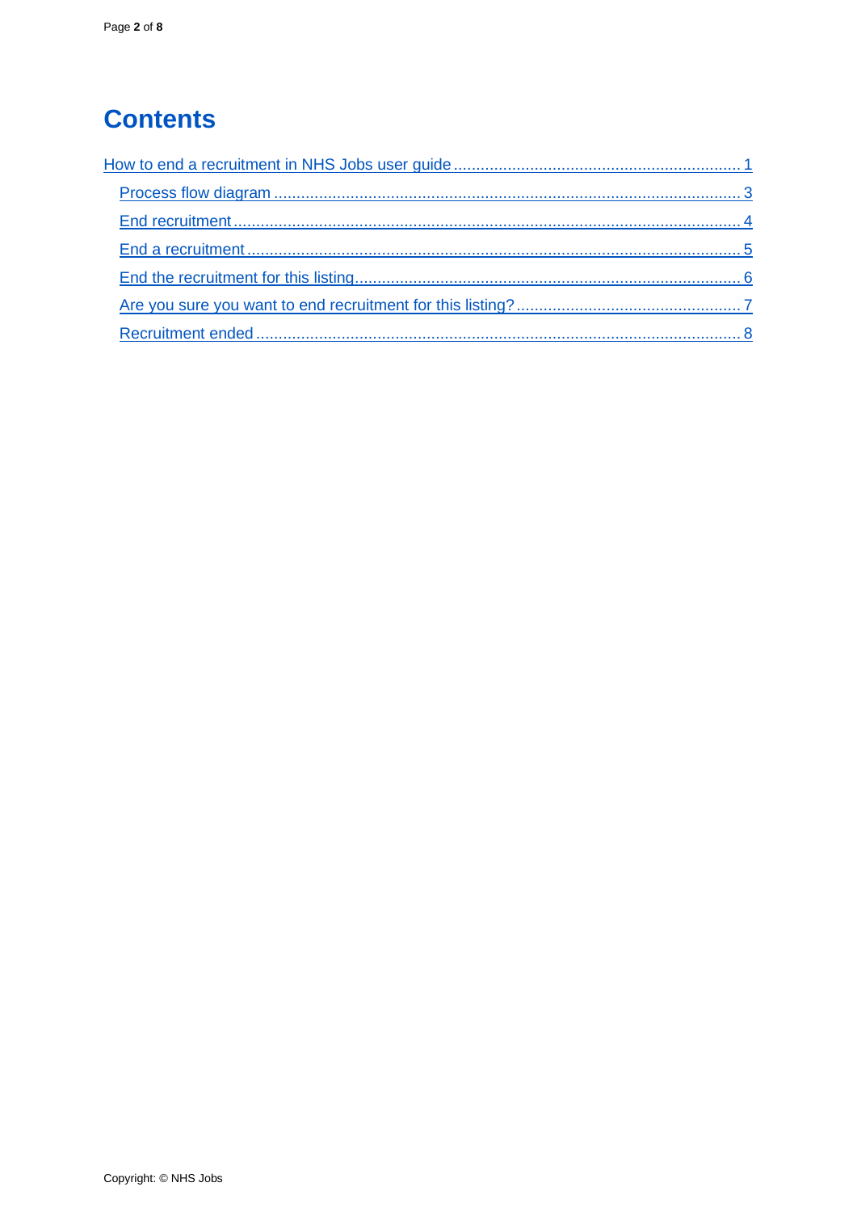# Contents

- How to end a recruitment in NHS Jobs user guide ........ 1
  - Process flow diagram ........ 3
  - End recruitment ........ 4
  - End a recruitment ........ 5
  - End the recruitment for this listing ........ 6
  - Are you sure you want to end recruitment for this listing? ........ 7
  - Recruitment ended ........ 8

Copyright: © NHS Jobs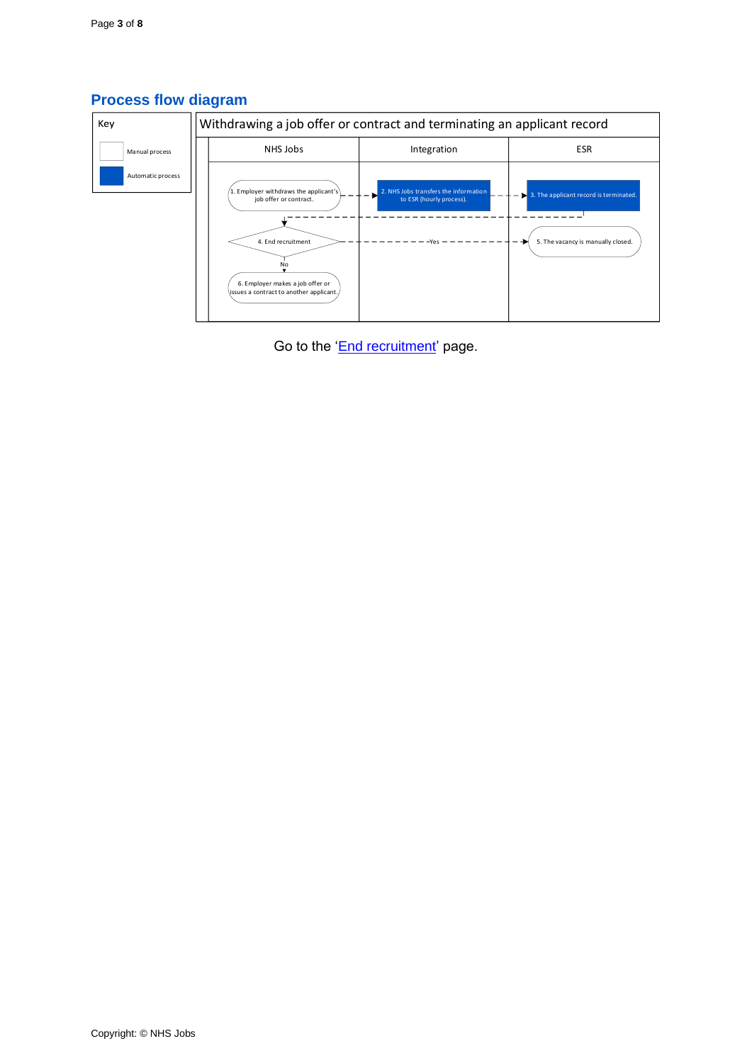## Process flow diagram

| Key | |
|---|---|
| (white box) | Manual process |
| (blue box) | Automatic process |

**Withdrawing a job offer or contract and terminating an applicant record**

| NHS Jobs | Integration | ESR |
|---|---|---|
| 1. Employer withdraws the applicant's job offer or contract. | 2. NHS Jobs transfers the information to ESR (hourly process). | 3. The applicant record is terminated. |
| 4. End recruitment | Yes | 5. The vacancy is manually closed. |
| No → 6. Employer makes a job offer or issues a contract to another applicant. | | |

Go to the 'End recruitment' page.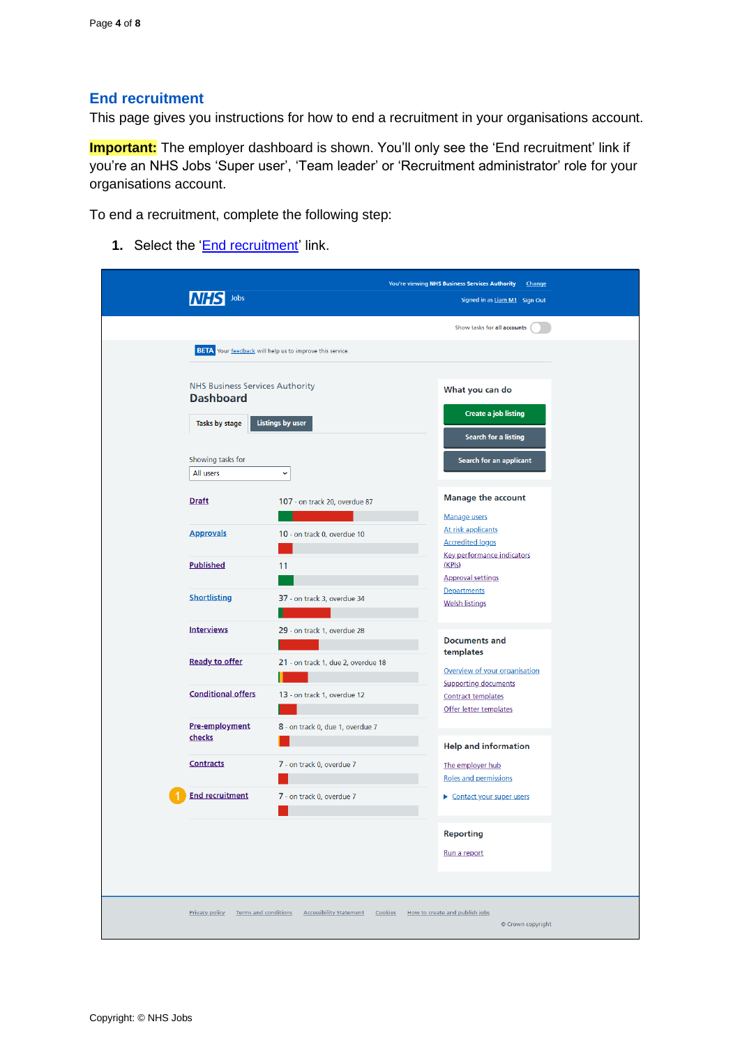## End recruitment

This page gives you instructions for how to end a recruitment in your organisations account.

**Important:** The employer dashboard is shown. You'll only see the 'End recruitment' link if you're an NHS Jobs 'Super user', 'Team leader' or 'Recruitment administrator' role for your organisations account.

To end a recruitment, complete the following step:

1. Select the 'End recruitment' link.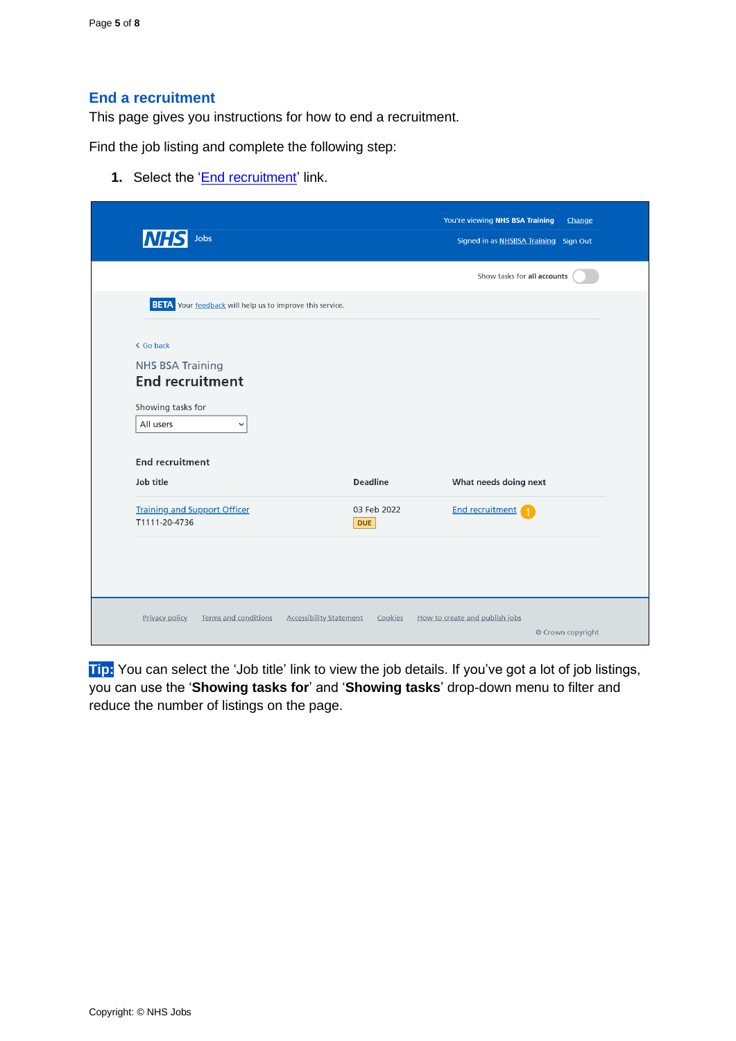## End a recruitment

This page gives you instructions for how to end a recruitment.

Find the job listing and complete the following step:

1. Select the 'End recruitment' link.

You're viewing NHS BSA Training Change

NHS Jobs

Signed in as NHSBSA Training Sign Out

Show tasks for all accounts

BETA Your feedback will help us to improve this service.

‹ Go back

NHS BSA Training

**End recruitment**

Showing tasks for

All users

**End recruitment**

| Job title | Deadline | What needs doing next |
|---|---|---|
| Training and Support Officer T1111-20-4736 | 03 Feb 2022 DUE | End recruitment (1) |

Privacy policy Terms and conditions Accessibility Statement Cookies How to create and publish jobs

© Crown copyright

**Tip:** You can select the 'Job title' link to view the job details. If you've got a lot of job listings, you can use the '**Showing tasks for**' and '**Showing tasks**' drop-down menu to filter and reduce the number of listings on the page.

Copyright: © NHS Jobs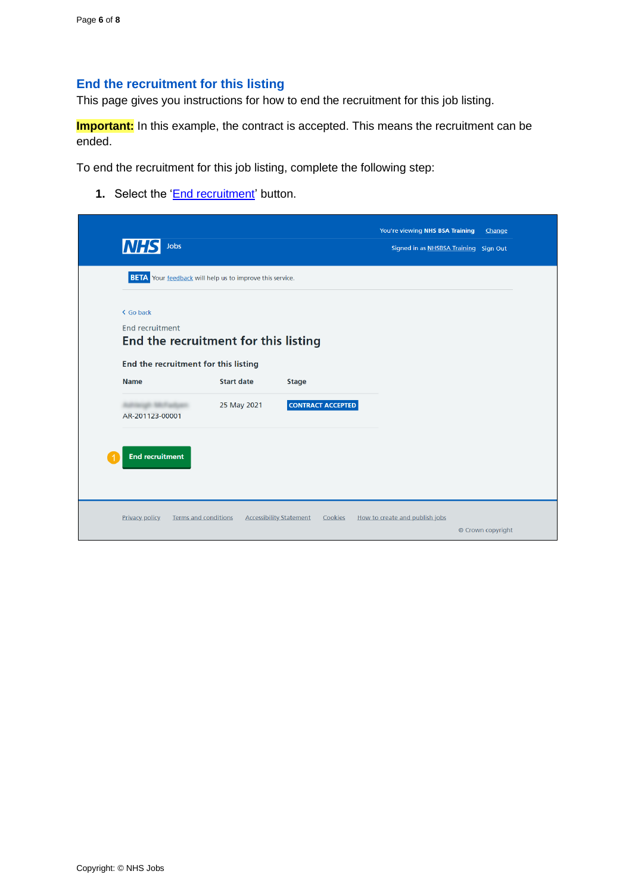## End the recruitment for this listing

This page gives you instructions for how to end the recruitment for this job listing.

**Important:** In this example, the contract is accepted. This means the recruitment can be ended.

To end the recruitment for this job listing, complete the following step:

1. Select the 'End recruitment' button.

NHS Jobs

You're viewing NHS BSA Training Change

Signed in as NHSBSA Training Sign Out

BETA Your feedback will help us to improve this service.

< Go back

End recruitment

### End the recruitment for this listing

**End the recruitment for this listing**

| Name | Start date | Stage |
| --- | --- | --- |
| AR-201123-00001 | 25 May 2021 | CONTRACT ACCEPTED |

1 End recruitment

Privacy policy Terms and conditions Accessibility Statement Cookies How to create and publish jobs

© Crown copyright

Copyright: © NHS Jobs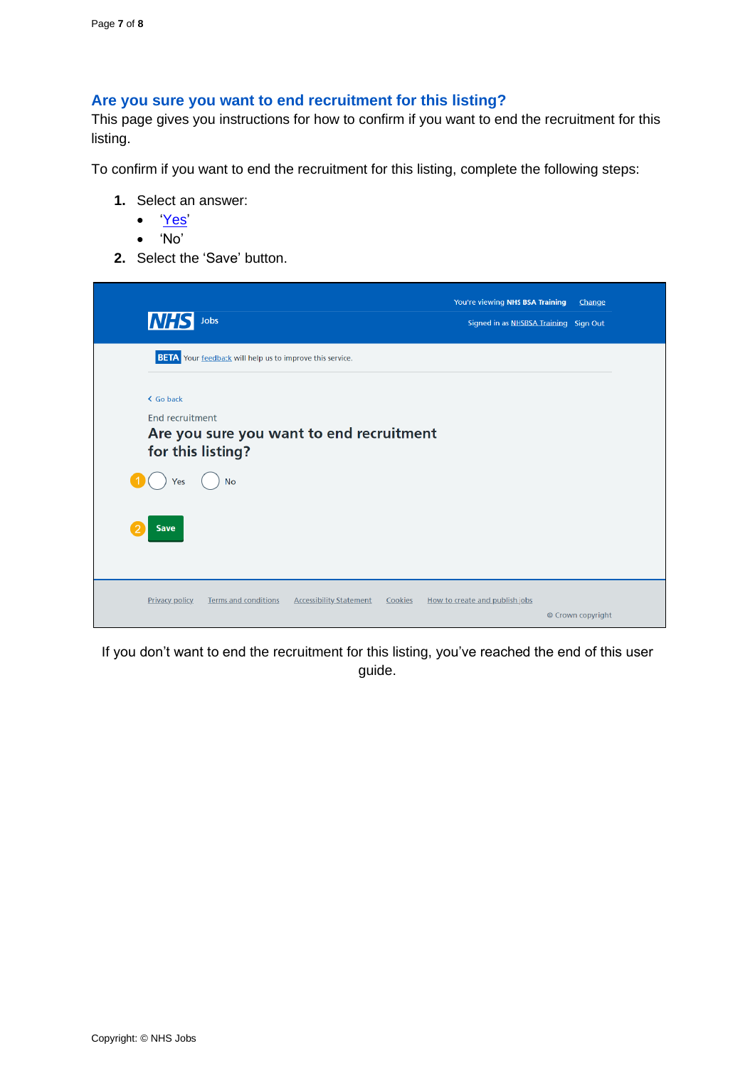## Are you sure you want to end recruitment for this listing?

This page gives you instructions for how to confirm if you want to end the recruitment for this listing.

To confirm if you want to end the recruitment for this listing, complete the following steps:

1. Select an answer:
   - 'Yes'
   - 'No'
2. Select the 'Save' button.

If you don't want to end the recruitment for this listing, you've reached the end of this user guide.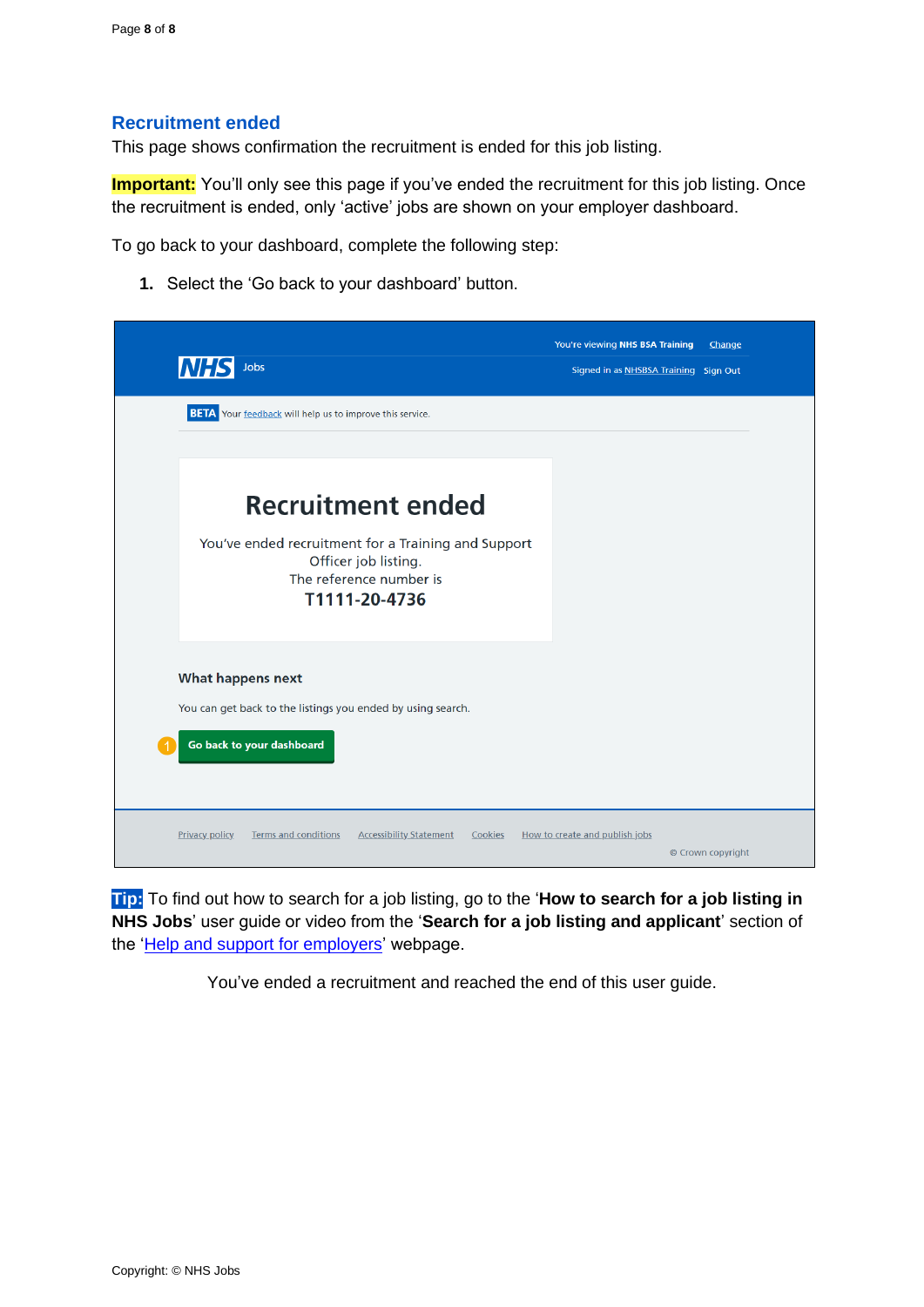## Recruitment ended

This page shows confirmation the recruitment is ended for this job listing.

**Important:** You'll only see this page if you've ended the recruitment for this job listing. Once the recruitment is ended, only 'active' jobs are shown on your employer dashboard.

To go back to your dashboard, complete the following step:

1. Select the 'Go back to your dashboard' button.

You're viewing **NHS BSA Training** Change

NHS Jobs

Signed in as NHSBSA Training Sign Out

BETA Your feedback will help us to improve this service.

# Recruitment ended

You've ended recruitment for a Training and Support Officer job listing.
The reference number is
**T1111-20-4736**

**What happens next**

You can get back to the listings you ended by using search.

1 Go back to your dashboard

Privacy policy Terms and conditions Accessibility Statement Cookies How to create and publish jobs

© Crown copyright

**Tip:** To find out how to search for a job listing, go to the '**How to search for a job listing in NHS Jobs**' user guide or video from the '**Search for a job listing and applicant**' section of the 'Help and support for employers' webpage.

You've ended a recruitment and reached the end of this user guide.

Copyright: © NHS Jobs